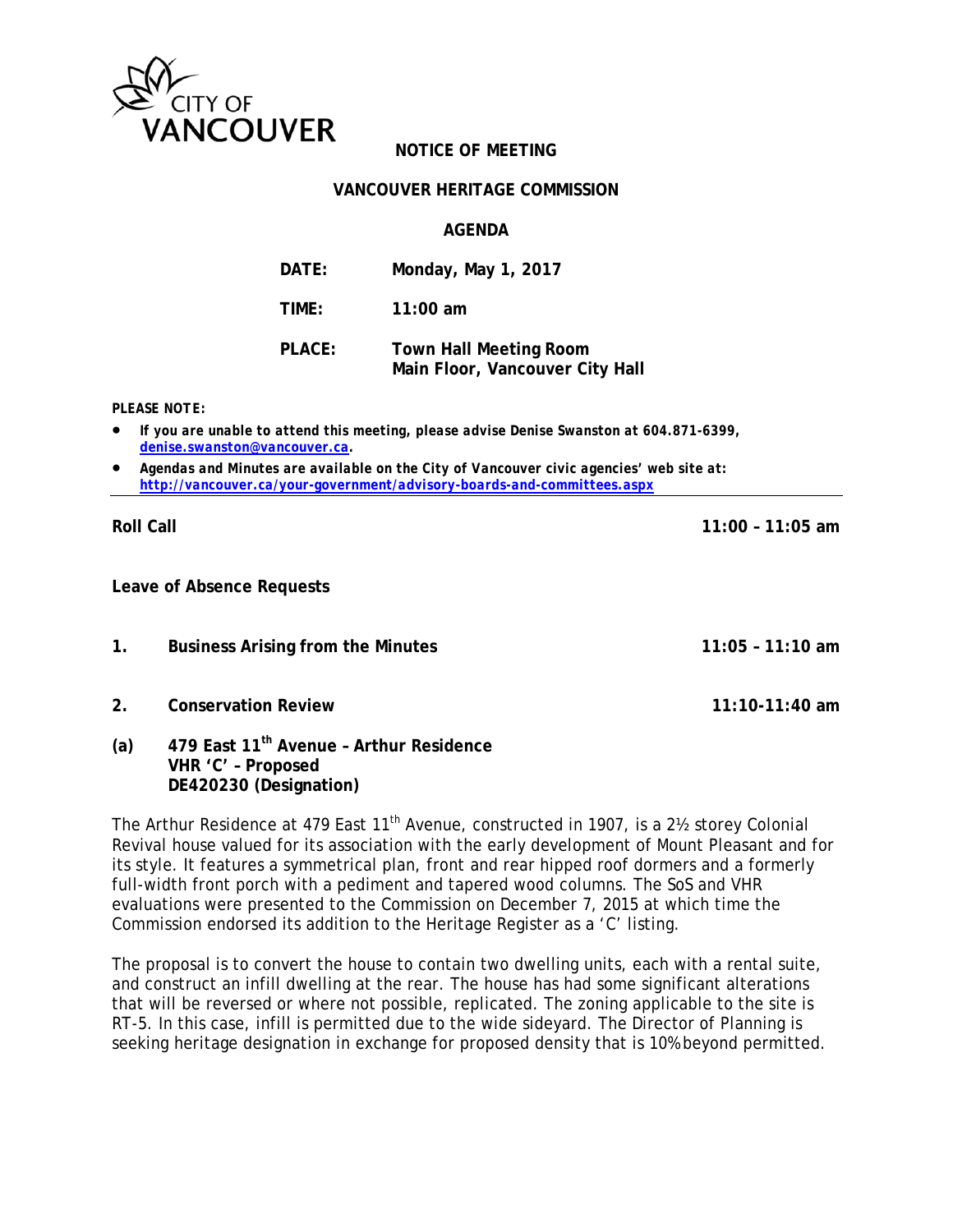CITY OF VANCOUVER

**NOTICE OF MEETING**

**VANCOUVER HERITAGE COMMISSION**

**AGENDA**

| | |
|---|---|
| **DATE:** | **Monday, May 1, 2017** |
| **TIME:** | **11:00 am** |
| **PLACE:** | **Town Hall Meeting Room**<br>**Main Floor, Vancouver City Hall** |

***PLEASE NOTE:***

- ***If you are unable to attend this meeting, please advise Denise Swanston at 604.871-6399, denise.swanston@vancouver.ca.***
- ***Agendas and Minutes are available on the City of Vancouver civic agencies' web site at: http://vancouver.ca/your-government/advisory-boards-and-committees.aspx***

---

**Roll Call** **11:00 – 11:05 am**

**Leave of Absence Requests**

**1. Business Arising from the Minutes** **11:05 – 11:10 am**

**2. Conservation Review** **11:10-11:40 am**

**(a) 479 East 11th Avenue – Arthur Residence**
**VHR 'C' – Proposed**
**DE420230 (Designation)**

The Arthur Residence at 479 East 11th Avenue, constructed in 1907, is a 2½ storey Colonial Revival house valued for its association with the early development of Mount Pleasant and for its style. It features a symmetrical plan, front and rear hipped roof dormers and a formerly full-width front porch with a pediment and tapered wood columns. The SoS and VHR evaluations were presented to the Commission on December 7, 2015 at which time the Commission endorsed its addition to the Heritage Register as a 'C' listing.

The proposal is to convert the house to contain two dwelling units, each with a rental suite, and construct an infill dwelling at the rear. The house has had some significant alterations that will be reversed or where not possible, replicated. The zoning applicable to the site is RT-5. In this case, infill is permitted due to the wide sideyard. The Director of Planning is seeking heritage designation in exchange for proposed density that is 10% beyond permitted.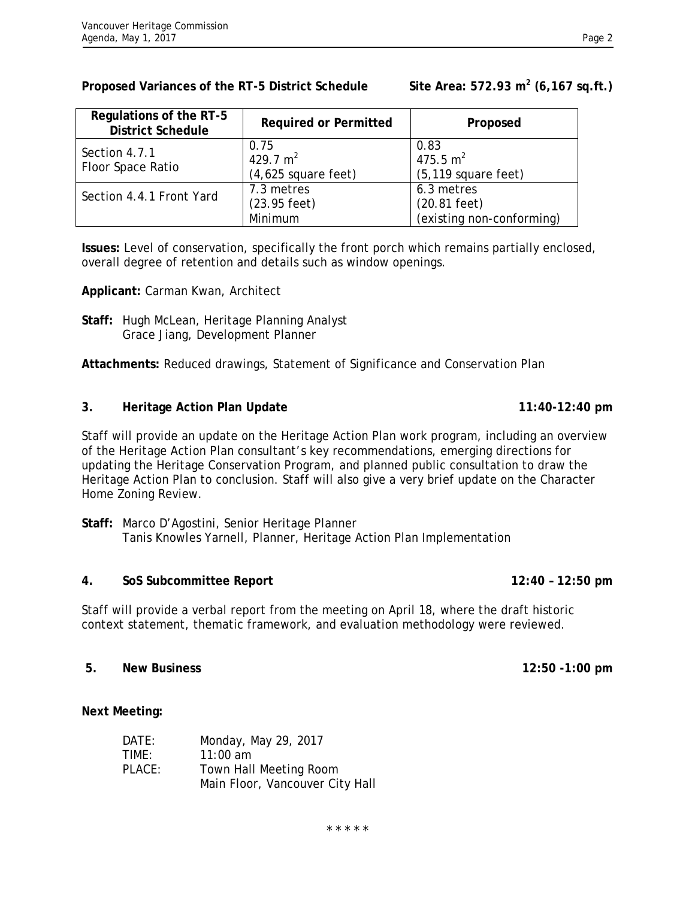**Proposed Variances of the RT-5 District Schedule** **Site Area: 572.93 m$^2$ (6,167 sq.ft.)**

| Regulations of the RT-5 District Schedule | Required or Permitted | Proposed |
|---|---|---|
| Section 4.7.1 Floor Space Ratio | 0.75<br>429.7 m$^2$<br>(4,625 square feet) | 0.83<br>475.5 m$^2$<br>(5,119 square feet) |
| Section 4.4.1 Front Yard | 7.3 metres<br>(23.95 feet)<br>Minimum | 6.3 metres<br>(20.81 feet)<br>(existing non-conforming) |

**Issues:** Level of conservation, specifically the front porch which remains partially enclosed, overall degree of retention and details such as window openings.

**Applicant:** Carman Kwan, Architect

**Staff:** Hugh McLean, Heritage Planning Analyst
Grace Jiang, Development Planner

**Attachments:** Reduced drawings, Statement of Significance and Conservation Plan

### 3. Heritage Action Plan Update 11:40-12:40 pm

Staff will provide an update on the Heritage Action Plan work program, including an overview of the Heritage Action Plan consultant's key recommendations, emerging directions for updating the Heritage Conservation Program, and planned public consultation to draw the Heritage Action Plan to conclusion. Staff will also give a very brief update on the Character Home Zoning Review.

**Staff:** Marco D'Agostini, Senior Heritage Planner
Tanis Knowles Yarnell, Planner, Heritage Action Plan Implementation

### 4. SoS Subcommittee Report 12:40 – 12:50 pm

Staff will provide a verbal report from the meeting on April 18, where the draft historic context statement, thematic framework, and evaluation methodology were reviewed.

### 5. New Business 12:50 -1:00 pm

**Next Meeting:**

DATE: Monday, May 29, 2017
TIME: 11:00 am
PLACE: Town Hall Meeting Room
Main Floor, Vancouver City Hall

\* \* \* \* \*